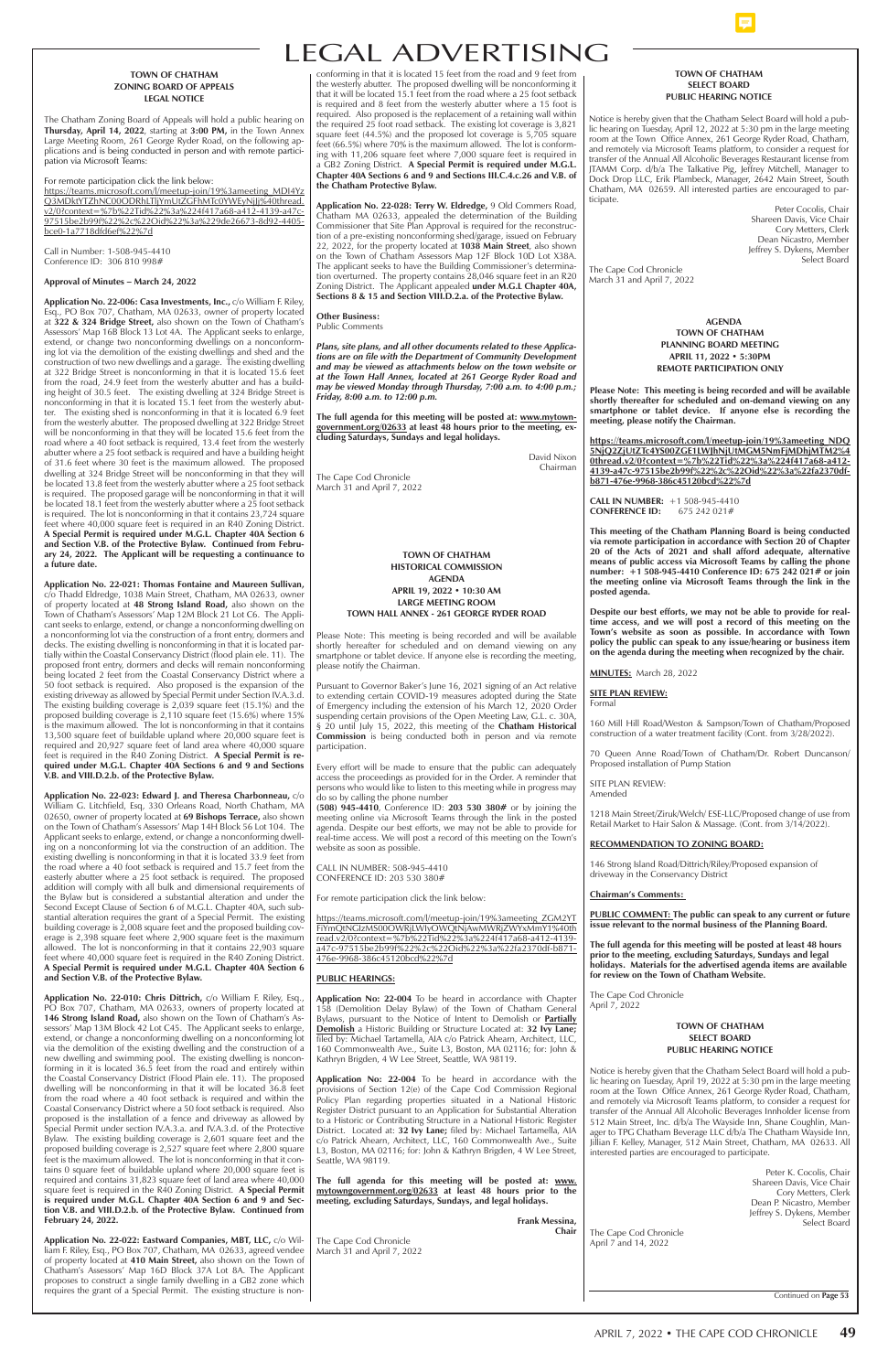# LEGAL ADVERTISING

**TOWN OF CHATHAM**
**ZONING BOARD OF APPEALS**
**LEGAL NOTICE**

The Chatham Zoning Board of Appeals will hold a public hearing on **Thursday, April 14, 2022**, starting at **3:00 PM,** in the Town Annex Large Meeting Room, 261 George Ryder Road, on the following applications and is being conducted in person and with remote participation via Microsoft Teams:

For remote participation click the link below:

https://teams.microsoft.com/l/meetup-join/19%3ameeting_MDI4YzQ3MDktYTZhNC00ODRhLTljYmUtZGFhMTc0YWEyNjljj%40thread.v2/0?context=%7b%22Tid%22%3a%224f417a68-a412-4139-a47c-97515be2b99f%22%2c%22Oid%22%3a%229de26673-8d92-4405-bce0-1a7718dfd6ef%22%7d

Call in Number: 1-508-945-4410
Conference ID: 306 810 998#

**Approval of Minutes – March 24, 2022**

**Application No. 22-006: Casa Investments, Inc.,** c/o William F. Riley, Esq., PO Box 707, Chatham, MA 02633, owner of property located at **322 & 324 Bridge Street,** also shown on the Town of Chatham's Assessors' Map 16B Block 13 Lot 4A. The Applicant seeks to enlarge, extend, or change two nonconforming dwellings on a nonconforming lot via the demolition of the existing dwellings and shed and the construction of two new dwellings and a garage. The existing dwelling at 322 Bridge Street is nonconforming in that it is located 15.6 feet from the road, 24.9 feet from the westerly abutter and has a building height of 30.5 feet. The existing dwelling at 324 Bridge Street is nonconforming in that it is located 15.1 feet from the westerly abutter. The existing shed is nonconforming in that it is located 6.9 feet from the westerly abutter. The proposed dwelling at 322 Bridge Street will be nonconforming in that they will be located 15.6 feet from the road where a 40 foot setback is required, 13.4 feet from the westerly abutter where a 25 foot setback is required and have a building height of 31.6 feet where 30 feet is the maximum allowed. The proposed dwelling at 324 Bridge Street will be nonconforming in that they will be located 13.8 feet from the westerly abutter where a 25 foot setback is required. The proposed garage will be nonconforming in that it will be located 18.1 feet from the westerly abutter where a 25 foot setback is required. The lot is nonconforming in that it contains 23,724 square feet where 40,000 square feet is required in an R40 Zoning District. **A Special Permit is required under M.G.L. Chapter 40A Section 6 and Section V.B. of the Protective Bylaw. Continued from February 24, 2022. The Applicant will be requesting a continuance to a future date.**

**Application No. 22-021: Thomas Fontaine and Maureen Sullivan,** c/o Thadd Eldredge, 1038 Main Street, Chatham, MA 02633, owner of property located at **48 Strong Island Road,** also shown on the Town of Chatham's Assessors' Map 12M Block 21 Lot C6. The Applicant seeks to enlarge, extend, or change a nonconforming dwelling on a nonconforming lot via the construction of a front entry, dormers and decks. The existing dwelling is nonconforming in that it is located partially within the Coastal Conservancy District (flood plain ele. 11). The proposed front entry, dormers and decks will remain nonconforming being located 2 feet from the Coastal Conservancy District where a 50 foot setback is required. Also proposed is the expansion of the existing driveway as allowed by Special Permit under Section IV.A.3.d. The existing building coverage is 2,039 square feet (15.1%) and the proposed building coverage is 2,110 square feet (15.6%) where 15% is the maximum allowed. The lot is nonconforming in that it contains 13,500 square feet of buildable upland where 20,000 square feet is required and 20,927 square feet of land area where 40,000 square feet is required in the R40 Zoning District. **A Special Permit is required under M.G.L. Chapter 40A Sections 6 and 9 and Sections V.B. and VIII.D.2.b. of the Protective Bylaw.**

**Application No. 22-023: Edward J. and Theresa Charbonneau,** c/o William G. Litchfield, Esq, 330 Orleans Road, North Chatham, MA 02650, owner of property located at **69 Bishops Terrace,** also shown on the Town of Chatham's Assessors' Map 14H Block 56 Lot 104. The Applicant seeks to enlarge, extend, or change a nonconforming dwelling on a nonconforming lot via the construction of an addition. The existing dwelling is nonconforming in that it is located 33.9 feet from the road where a 40 foot setback is required and 15.7 feet from the easterly abutter where a 25 foot setback is required. The proposed addition will comply with all bulk and dimensional requirements of the Bylaw but is considered a substantial alteration and under the Second Except Clause of Section 6 of M.G.L. Chapter 40A, such substantial alteration requires the grant of a Special Permit. The existing building coverage is 2,008 square feet and the proposed building coverage is 2,398 square feet where 2,900 square feet is the maximum allowed. The lot is nonconforming in that it contains 22,903 square feet where 40,000 square feet is required in the R40 Zoning District. **A Special Permit is required under M.G.L. Chapter 40A Section 6 and Section V.B. of the Protective Bylaw.**

**Application No. 22-010: Chris Dittrich,** c/o William F. Riley, Esq., PO Box 707, Chatham, MA 02633, owners of property located at **146 Strong Island Road,** also shown on the Town of Chatham's Assessors' Map 13M Block 42 Lot C45. The Applicant seeks to enlarge, extend, or change a nonconforming dwelling on a nonconforming lot via the demolition of the existing dwelling and the construction of a new dwelling and swimming pool. The existing dwelling is nonconforming in that it is located 36.5 feet from the road and entirely within the Coastal Conservancy District (Flood Plain ele. 11). The proposed dwelling will be nonconforming in that it will be located 36.8 feet from the road where a 40 foot setback is required and within the Coastal Conservancy District where a 50 foot setback is required. Also proposed is the installation of a fence and driveway as allowed by Special Permit under section IV.A.3.a. and IV.A.3.d. of the Protective Bylaw. The existing building coverage is 2,601 square feet and the proposed building coverage is 2,527 square feet where 2,800 square feet is the maximum allowed. The lot is nonconforming in that it contains 0 square feet of buildable upland where 20,000 square feet is required and contains 31,823 square feet of land area where 40,000 square feet is required in the R40 Zoning District. **A Special Permit is required under M.G.L. Chapter 40A Section 6 and 9 and Section V.B. and VIII.D.2.b. of the Protective Bylaw. Continued from February 24, 2022.**

**Application No. 22-022: Eastward Companies, MBT, LLC,** c/o William F. Riley, Esq., PO Box 707, Chatham, MA 02633, agreed vendee of property located at **410 Main Street,** also shown on the Town of Chatham's Assessors' Map 16D Block 37A Lot 8A. The Applicant proposes to construct a single family dwelling in a GB2 zone which requires the grant of a Special Permit. The existing structure is nonconforming in that it is located 15 feet from the road and 9 feet from the westerly abutter. The proposed dwelling will be nonconforming in that it will be located 15.1 feet from the road where a 25 foot setback is required and 8 feet from the westerly abutter where a 15 foot is required. Also proposed is the replacement of a retaining wall within the required 25 foot road setback. The existing lot coverage is 3,821 square feet (44.5%) and the proposed lot coverage is 5,705 square feet (66.5%) where 70% is the maximum allowed. The lot is conforming in that it contains 11,206 square feet where 7,000 square feet is required in a GB2 Zoning District. **A Special Permit is required under M.G.L. Chapter 40A Sections 6 and 9 and Sections III.C.4.c.26 and V.B. of the Chatham Protective Bylaw.**

**Application No. 22-028: Terry W. Eldredge,** 9 Old Commers Road, Chatham MA 02633, appealed the determination of the Building Commissioner that Site Plan Approval is required for the reconstruction of a pre-existing nonconforming shed/garage, issued on February 22, 2022, for the property located at **1038 Main Street**, also shown on the Town of Chatham Assessors Map 12F Block 10D Lot X38A. The applicant seeks to have the Building Commissioner's determination overturned. The property contains 28,046 square feet in an R20 Zoning District. The Applicant appealed **under M.G.L Chapter 40A, Sections 8 & 15 and Section VIII.D.2.a. of the Protective Bylaw.**

**Other Business:**
Public Comments

***Plans, site plans, and all other documents related to these Applications are on file with the Department of Community Development and may be viewed as attachments below on the town website or at the Town Hall Annex, located at 261 George Ryder Road and may be viewed Monday through Thursday, 7:00 a.m. to 4:00 p.m.; Friday, 8:00 a.m. to 12:00 p.m.***

**The full agenda for this meeting will be posted at: www.mytowngovernment.org/02633 at least 48 hours prior to the meeting, excluding Saturdays, Sundays and legal holidays.**

David Nixon
Chairman

The Cape Cod Chronicle
March 31 and April 7, 2022

**TOWN OF CHATHAM**
**HISTORICAL COMMISSION**
**AGENDA**
**APRIL 19, 2022 • 10:30 AM**
**LARGE MEETING ROOM**
**TOWN HALL ANNEX - 261 GEORGE RYDER ROAD**

Please Note: This meeting is being recorded and will be available shortly hereafter for scheduled and on demand viewing on any smartphone or tablet device. If anyone else is recording the meeting, please notify the Chairman.

Pursuant to Governor Baker's June 16, 2021 signing of an Act relative to extending certain COVID-19 measures adopted during the State of Emergency including the extension of his March 12, 2020 Order suspending certain provisions of the Open Meeting Law, G.L. c. 30A, § 20 until July 15, 2022, this meeting of the **Chatham Historical Commission** is being conducted both in person and via remote participation.

Every effort will be made to ensure that the public can adequately access the proceedings as provided for in the Order. A reminder that persons who would like to listen to this meeting while in progress may do so by calling the phone number **(508) 945-4410**, Conference ID: **203 530 380#** or by joining the meeting online via Microsoft Teams through the link in the posted agenda. Despite our best efforts, we may not be able to provide for real-time access. We will post a record of this meeting on the Town's website as soon as possible.

CALL IN NUMBER: 508-945-4410
CONFERENCE ID: 203 530 380#

For remote participation click the link below:

https://teams.microsoft.com/l/meetup-join/19%3ameeting_ZGM2YTFiYmQtNGIzMS00OWRjLWIyOWQtNjAwMWRjZWYxMmY1%40thread.v2/0?context=%7b%22Tid%22%3a%224f417a68-a412-4139-a47c-97515be2b99f%22%2c%22Oid%22%3a%22fa2370df-b871-476e-9968-386c45120bcd%22%7d

**PUBLIC HEARINGS:**

**Application No: 22-004** To be heard in accordance with Chapter 158 (Demolition Delay Bylaw) of the Town of Chatham General Bylaws, pursuant to the Notice of Intent to Demolish or **Partially Demolish** a Historic Building or Structure Located at: **32 Ivy Lane;** filed by: Michael Tartamella, AIA c/o Patrick Ahearn, Architect, LLC, 160 Commonwealth Ave., Suite L3, Boston, MA 02116; for: John & Kathryn Brigden, 4 W Lee Street, Seattle, WA 98119.

**Application No: 22-004** To be heard in accordance with the provisions of Section 12(e) of the Cape Cod Commission Regional Policy Plan regarding properties situated in a National Historic Register District pursuant to an Application for Substantial Alteration to a Historic or Contributing Structure in a National Historic Register District. Located at: **32 Ivy Lane;** filed by: Michael Tartamella, AIA c/o Patrick Ahearn, Architect, LLC, 160 Commonwealth Ave., Suite L3, Boston, MA 02116; for: John & Kathryn Brigden, 4 W Lee Street, Seattle, WA 98119.

**The full agenda for this meeting will be posted at: www.mytowngovernment.org/02633 at least 48 hours prior to the meeting, excluding Saturdays, Sundays, and legal holidays.**

**Frank Messina,**
**Chair**

The Cape Cod Chronicle
March 31 and April 7, 2022

**TOWN OF CHATHAM**
**SELECT BOARD**
**PUBLIC HEARING NOTICE**

Notice is hereby given that the Chatham Select Board will hold a public hearing on Tuesday, April 12, 2022 at 5:30 pm in the large meeting room at the Town Office Annex, 261 George Ryder Road, Chatham, and remotely via Microsoft Teams platform, to consider a request for transfer of the Annual All Alcoholic Beverages Restaurant license from JTAMM Corp. d/b/a The Talkative Pig, Jeffrey Mitchell, Manager to Dock Drop LLC, Erik Plambeck, Manager, 2642 Main Street, South Chatham, MA 02659. All interested parties are encouraged to participate.

Peter Cocolis, Chair
Shareen Davis, Vice Chair
Cory Metters, Clerk
Dean Nicastro, Member
Jeffrey S. Dykens, Member
Select Board

The Cape Cod Chronicle
March 31 and April 7, 2022

**AGENDA**
**TOWN OF CHATHAM**
**PLANNING BOARD MEETING**
**APRIL 11, 2022 • 5:30PM**
**REMOTE PARTICIPATION ONLY**

**Please Note: This meeting is being recorded and will be available shortly thereafter for scheduled and on-demand viewing on any smartphone or tablet device. If anyone else is recording the meeting, please notify the Chairman.**

**https://teams.microsoft.com/l/meetup-join/19%3ameeting_NDQ5NjQ2ZjUtZTc4YS00ZGE1LWJhNjUtMGM5NmFjMDhjMTM2%40thread.v2/0?context=%7b%22Tid%22%3a%224f417a68-a412-4139-a47c-97515be2b99f%22%2c%22Oid%22%3a%22fa2370df-b871-476e-9968-386c45120bcd%22%7d**

**CALL IN NUMBER:** +1 508-945-4410
**CONFERENCE ID:** 675 242 021#

**This meeting of the Chatham Planning Board is being conducted via remote participation in accordance with Section 20 of Chapter 20 of the Acts of 2021 and shall afford adequate, alternative means of public access via Microsoft Teams by calling the phone number: +1 508-945-4410 Conference ID: 675 242 021# or join the meeting online via Microsoft Teams through the link in the posted agenda.**

**Despite our best efforts, we may not be able to provide for real-time access, and we will post a record of this meeting on the Town's website as soon as possible. In accordance with Town policy the public can speak to any issue/hearing or business item on the agenda during the meeting when recognized by the chair.**

**MINUTES:** March 28, 2022

**SITE PLAN REVIEW:**
Formal

160 Mill Hill Road/Weston & Sampson/Town of Chatham/Proposed construction of a water treatment facility (Cont. from 3/28/2022).

70 Queen Anne Road/Town of Chatham/Dr. Robert Duncanson/Proposed installation of Pump Station

SITE PLAN REVIEW:
Amended

1218 Main Street/Ziruk/Welch/ ESE-LLC/Proposed change of use from Retail Market to Hair Salon & Massage. (Cont. from 3/14/2022).

**RECOMMENDATION TO ZONING BOARD:**

146 Strong Island Road/Dittrich/Riley/Proposed expansion of driveway in the Conservancy District

**Chairman's Comments:**

**PUBLIC COMMENT: The public can speak to any current or future issue relevant to the normal business of the Planning Board.**

**The full agenda for this meeting will be posted at least 48 hours prior to the meeting, excluding Saturdays, Sundays and legal holidays. Materials for the advertised agenda items are available for review on the Town of Chatham Website.**

The Cape Cod Chronicle
April 7, 2022

**TOWN OF CHATHAM**
**SELECT BOARD**
**PUBLIC HEARING NOTICE**

Notice is hereby given that the Chatham Select Board will hold a public hearing on Tuesday, April 19, 2022 at 5:30 pm in the large meeting room at the Town Office Annex, 261 George Ryder Road, Chatham, and remotely via Microsoft Teams platform, to consider a request for transfer of the Annual All Alcoholic Beverages Innholder license from 512 Main Street, Inc. d/b/a The Wayside Inn, Shane Coughlin, Manager to TPG Chatham Beverage LLC d/b/a The Chatham Wayside Inn, Jillian F. Kelley, Manager, 512 Main Street, Chatham, MA 02633. All interested parties are encouraged to participate.

Peter K. Cocolis, Chair
Shareen Davis, Vice Chair
Cory Metters, Clerk
Dean P. Nicastro, Member
Jeffrey S. Dykens, Member
Select Board

The Cape Cod Chronicle
April 7 and 14, 2022

Continued on **Page 53**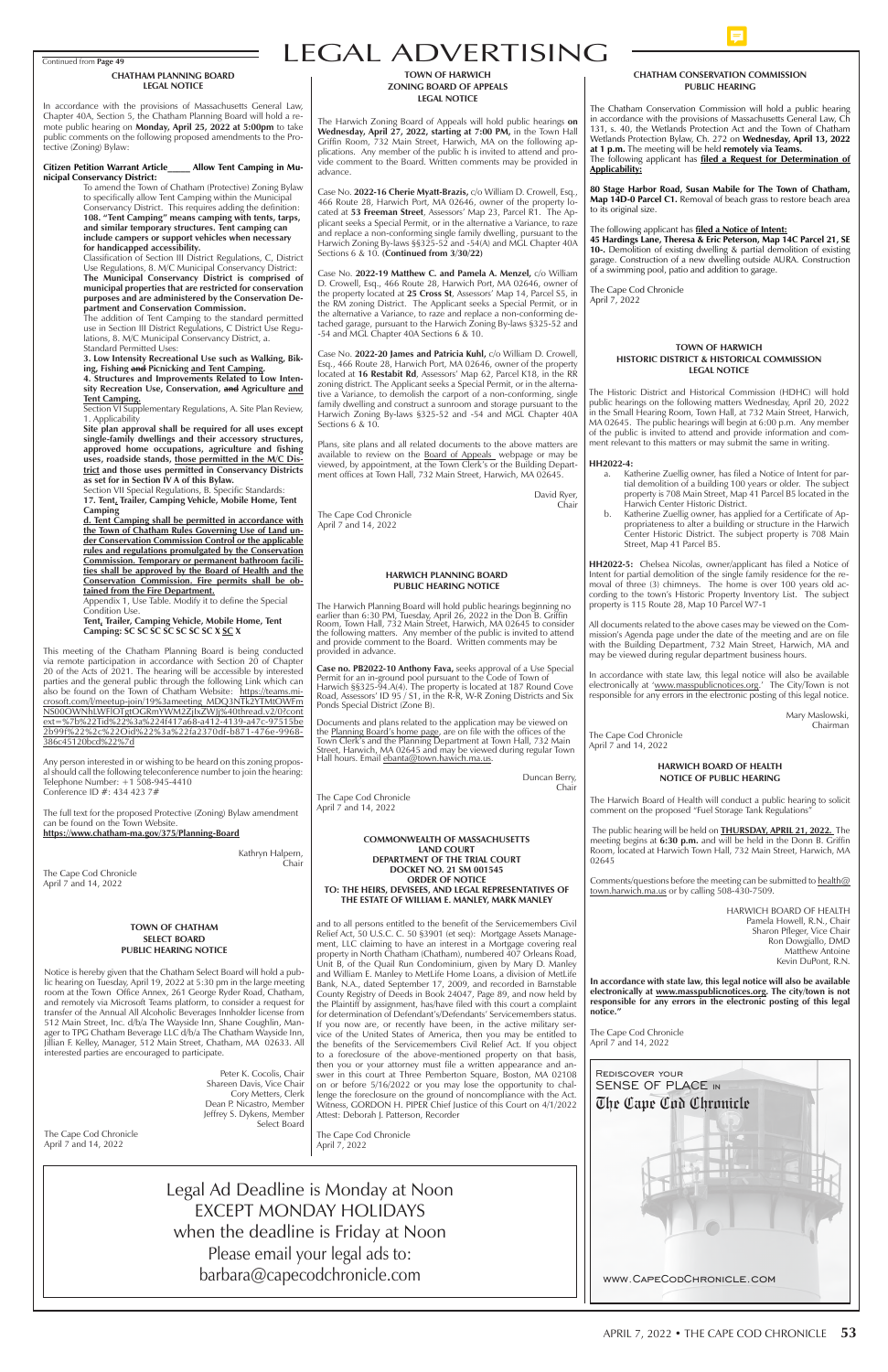Continued from **Page 49**

# LEGAL ADVERTISING

### CHATHAM PLANNING BOARD
### LEGAL NOTICE

In accordance with the provisions of Massachusetts General Law, Chapter 40A, Section 5, the Chatham Planning Board will hold a remote public hearing on **Monday, April 25, 2022 at 5:00pm** to take public comments on the following proposed amendments to the Protective (Zoning) Bylaw:

**Citizen Petition Warrant Article_____ Allow Tent Camping in Municipal Conservancy District:**

To amend the Town of Chatham (Protective) Zoning Bylaw to specifically allow Tent Camping within the Municipal Conservancy District. This requires adding the definition: **108. "Tent Camping" means camping with tents, tarps, and similar temporary structures. Tent camping can include campers or support vehicles when necessary for handicapped accessibility.**

Classification of Section III District Regulations, C, District Use Regulations, 8. M/C Municipal Conservancy District: **The Municipal Conservancy District is comprised of municipal properties that are restricted for conservation purposes and are administered by the Conservation Department and Conservation Commission.**

The addition of Tent Camping to the standard permitted use in Section III District Regulations, C District Use Regulations, 8. M/C Municipal Conservancy District, a. Standard Permitted Uses:

**3. Low Intensity Recreational Use such as Walking, Biking, Fishing and Picnicking and Tent Camping.**

**4. Structures and Improvements Related to Low Intensity Recreation Use, Conservation, and Agriculture and Tent Camping.**

Section VI Supplementary Regulations, A. Site Plan Review, 1. Applicability

**Site plan approval shall be required for all uses except single-family dwellings and their accessory structures, approved home occupations, agriculture and fishing uses, roadside stands, those permitted in the M/C District and those uses permitted in Conservancy Districts as set for in Section IV A of this Bylaw.**

Section VII Special Regulations, B. Specific Standards:

**17. Tent, Trailer, Camping Vehicle, Mobile Home, Tent Camping**

**d. Tent Camping shall be permitted in accordance with the Town of Chatham Rules Governing Use of Land under Conservation Commission Control or the applicable rules and regulations promulgated by the Conservation Commission. Temporary or permanent bathroom facilities shall be approved by the Board of Health and the Conservation Commission. Fire permits shall be obtained from the Fire Department.**

Appendix 1, Use Table. Modify it to define the Special Condition Use.

**Tent, Trailer, Camping Vehicle, Mobile Home, Tent Camping: SC SC SC SC SC SC SC X SC X**

This meeting of the Chatham Planning Board is being conducted via remote participation in accordance with Section 20 of Chapter 20 of the Acts of 2021. The hearing will be accessible by interested parties and the general public through the following Link which can also be found on the Town of Chatham Website: https://teams.microsoft.com/l/meetup-join/19%3ameeting_MDQ3NTk2YTMtOWFmNS00OWNhLWFlOTgtOGRmYWM2ZjIxZWJj%40thread.v2/0?context=%7b%22Tid%22%3a%224f417a68-a412-4139-a47c-97515be2b99f%22%2c%22Oid%22%3a%22fa2370df-b871-476e-9968-386c45120bcd%22%7d

Any person interested in or wishing to be heard on this zoning proposal should call the following teleconference number to join the hearing: Telephone Number: +1 508-945-4410
Conference ID #: 434 423 7#

The full text for the proposed Protective (Zoning) Bylaw amendment can be found on the Town Website.
**https://www.chatham-ma.gov/375/Planning-Board**

Kathryn Halpern,
Chair

The Cape Cod Chronicle
April 7 and 14, 2022

### TOWN OF CHATHAM
### SELECT BOARD
### PUBLIC HEARING NOTICE

Notice is hereby given that the Chatham Select Board will hold a public hearing on Tuesday, April 19, 2022 at 5:30 pm in the large meeting room at the Town Office Annex, 261 George Ryder Road, Chatham, and remotely via Microsoft Teams platform, to consider a request for transfer of the Annual All Alcoholic Beverages Innholder license from 512 Main Street, Inc. d/b/a The Wayside Inn, Shane Coughlin, Manager to TPG Chatham Beverage LLC d/b/a The Chatham Wayside Inn, Jillian F. Kelley, Manager, 512 Main Street, Chatham, MA 02633. All interested parties are encouraged to participate.

Peter K. Cocolis, Chair
Shareen Davis, Vice Chair
Cory Metters, Clerk
Dean P. Nicastro, Member
Jeffrey S. Dykens, Member
Select Board

The Cape Cod Chronicle
April 7 and 14, 2022

### TOWN OF HARWICH
### ZONING BOARD OF APPEALS
### LEGAL NOTICE

The Harwich Zoning Board of Appeals will hold public hearings **on Wednesday, April 27, 2022, starting at 7:00 PM,** in the Town Hall Griffin Room, 732 Main Street, Harwich, MA on the following applications. Any member of the public is invited to attend and provide comment to the Board. Written comments may be provided in advance.

Case No. **2022-16 Cherie Myatt-Brazis,** c/o William D. Crowell, Esq., 466 Route 28, Harwich Port, MA 02646, owner of the property located at **53 Freeman Street**, Assessors' Map 23, Parcel R1. The Applicant seeks a Special Permit, or in the alternative a Variance, to raze and replace a non-conforming single family dwelling, pursuant to the Harwich Zoning By-laws §§325-52 and -54(A) and MGL Chapter 40A Sections 6 & 10. **(Continued from 3/30/22)**

Case No. **2022-19 Matthew C. and Pamela A. Menzel,** c/o William D. Crowell, Esq., 466 Route 28, Harwich Port, MA 02646, owner of the property located at **25 Cross St**, Assessors' Map 14, Parcel S5, in the RM zoning district. The Applicant seeks a Special Permit, or in the alternative a Variance, to raze and replace a non-conforming detached garage, pursuant to the Harwich Zoning By-laws §325-52 and -54 and MGL Chapter 40A Sections 6 & 10.

Case No. **2022-20 James and Patricia Kuhl,** c/o William D. Crowell, Esq., 466 Route 28, Harwich Port, MA 02646, owner of the property located at **16 Restabit Rd**, Assessors' Map 62, Parcel K18, in the RR zoning district. The Applicant seeks a Special Permit, or in the alternative a Variance, to demolish the carport of a non-conforming, single family dwelling and construct a sunroom and storage pursuant to the Harwich Zoning By-laws §325-52 and -54 and MGL Chapter 40A Sections 6 & 10.

Plans, site plans and all related documents to the above matters are available to review on the Board of Appeals webpage or may be viewed, by appointment, at the Town Clerk's or the Building Department offices at Town Hall, 732 Main Street, Harwich, MA 02645.

David Ryer,
Chair

The Cape Cod Chronicle
April 7 and 14, 2022

### HARWICH PLANNING BOARD
### PUBLIC HEARING NOTICE

The Harwich Planning Board will hold public hearings beginning no earlier than 6:30 PM, Tuesday, April 26, 2022 in the Don B. Griffin Room, Town Hall, 732 Main Street, Harwich, MA 02645 to consider the following matters. Any member of the public is invited to attend and provide comment to the Board. Written comments may be provided in advance.

**Case no. PB2022-10 Anthony Fava,** seeks approval of a Use Special Permit for an in-ground pool pursuant to the Code of Town of Harwich §§325-94.A(4). The property is located at 187 Round Cove Road, Assessors' ID 95 / S1, in the R-R, W-R Zoning Districts and Six Ponds Special District (Zone B).

Documents and plans related to the application may be viewed on the Planning Board's home page, are on file with the offices of the Town Clerk's and the Planning Department at Town Hall, 732 Main Street, Harwich, MA 02645 and may be viewed during regular Town Hall hours. Email ebanta@town.hawich.ma.us.

Duncan Berry,
Chair

The Cape Cod Chronicle
April 7 and 14, 2022

### COMMONWEALTH OF MASSACHUSETTS
### LAND COURT
### DEPARTMENT OF THE TRIAL COURT
### DOCKET NO. 21 SM 001545
### ORDER OF NOTICE
### TO: THE HEIRS, DEVISEES, AND LEGAL REPRESENTATIVES OF THE ESTATE OF WILLIAM E. MANLEY, MARK MANLEY

and to all persons entitled to the benefit of the Servicemembers Civil Relief Act, 50 U.S.C. c. 50 §3901 (et seq): Mortgage Assets Management, LLC claiming to have an interest in a Mortgage covering real property in North Chatham (Chatham), numbered 407 Orleans Road, Unit B, of the Quail Run Condominium, given by Mary D. Manley and William E. Manley to MetLife Home Loans, a Division of MetLife Bank, N.A., dated September 17, 2009, and recorded in Barnstable County Registry of Deeds in Book 24047, Page 89, and now held by the Plaintiff by assignment, has/have filed with this court a complaint for determination of Defendant's/Defendants' Servicemembers status. If you now are, or recently have been, in the active military service of the United States of America, then you may be entitled to the benefits of the Servicemembers Civil Relief Act. If you object to a foreclosure of the above-mentioned property on that basis, then you or your attorney must file a written appearance and answer in this court at Three Pemberton Square, Boston, MA 02108 on or before 5/16/2022 or you may lose the opportunity to challenge the foreclosure on the ground of noncompliance with the Act. Witness, GORDON H. PIPER Chief Justice of this Court on 4/1/2022 Attest: Deborah J. Patterson, Recorder

The Cape Cod Chronicle
April 7, 2022

### CHATHAM CONSERVATION COMMISSION
### PUBLIC HEARING

The Chatham Conservation Commission will hold a public hearing in accordance with the provisions of Massachusetts General Law, Ch 131, s. 40, the Wetlands Protection Act and the Town of Chatham Wetlands Protection Bylaw, Ch. 272 on **Wednesday, April 13, 2022 at 1 p.m.** The meeting will be held **remotely via Teams.**

The following applicant has **filed a Request for Determination of Applicability:**

**80 Stage Harbor Road, Susan Mabile for The Town of Chatham, Map 14D-0 Parcel C1.** Removal of beach grass to restore beach area to its original size.

The following applicant has **filed a Notice of Intent:**

**45 Hardings Lane, Theresa & Eric Peterson, Map 14C Parcel 21, SE 10-.** Demolition of existing dwelling & partial demolition of existing garage. Construction of a new dwelling outside AURA. Construction of a swimming pool, patio and addition to garage.

The Cape Cod Chronicle
April 7, 2022

### TOWN OF HARWICH
### HISTORIC DISTRICT & HISTORICAL COMMISSION
### LEGAL NOTICE

The Historic District and Historical Commission (HDHC) will hold public hearings on the following matters Wednesday, April 20, 2022 in the Small Hearing Room, Town Hall, at 732 Main Street, Harwich, MA 02645. The public hearings will begin at 6:00 p.m. Any member of the public is invited to attend and provide information and comment relevant to this matters or may submit the same in writing.

**HH2022-4:**

a. Katherine Zuellig owner, has filed a Notice of Intent for partial demolition of a building 100 years or older. The subject property is 708 Main Street, Map 41 Parcel B5 located in the Harwich Center Historic District.

b. Katherine Zuellig owner, has applied for a Certificate of Appropriateness to alter a building or structure in the Harwich Center Historic District. The subject property is 708 Main Street, Map 41 Parcel B5.

**HH2022-5:** Chelsea Nicolas, owner/applicant has filed a Notice of Intent for partial demolition of the single family residence for the removal of three (3) chimneys. The home is over 100 years old according to the town's Historic Property Inventory List. The subject property is 115 Route 28, Map 10 Parcel W7-1

All documents related to the above cases may be viewed on the Commission's Agenda page under the date of the meeting and are on file with the Building Department, 732 Main Street, Harwich, MA and may be viewed during regular department business hours.

In accordance with state law, this legal notice will also be available electronically at 'www.masspublicnotices.org.' The City/Town is not responsible for any errors in the electronic posting of this legal notice.

Mary Maslowski,
Chairman

The Cape Cod Chronicle
April 7 and 14, 2022

### HARWICH BOARD OF HEALTH
### NOTICE OF PUBLIC HEARING

The Harwich Board of Health will conduct a public hearing to solicit comment on the proposed "Fuel Storage Tank Regulations"

The public hearing will be held on **THURSDAY, APRIL 21, 2022.** The meeting begins at **6:30 p.m.** and will be held in the Donn B. Griffin Room, located at Harwich Town Hall, 732 Main Street, Harwich, MA 02645

Comments/questions before the meeting can be submitted to health@town.harwich.ma.us or by calling 508-430-7509.

HARWICH BOARD OF HEALTH
Pamela Howell, R.N., Chair
Sharon Pfleger, Vice Chair
Ron Dowgiallo, DMD
Matthew Antoine
Kevin DuPont, R.N.

**In accordance with state law, this legal notice will also be available electronically at www.masspublicnotices.org. The city/town is not responsible for any errors in the electronic posting of this legal notice."**

The Cape Cod Chronicle
April 7 and 14, 2022

Legal Ad Deadline is Monday at Noon
EXCEPT MONDAY HOLIDAYS
when the deadline is Friday at Noon
Please email your legal ads to:
barbara@capecodchronicle.com

Rediscover your
SENSE OF PLACE in
The Cape Cod Chronicle

www.CapeCodChronicle.com